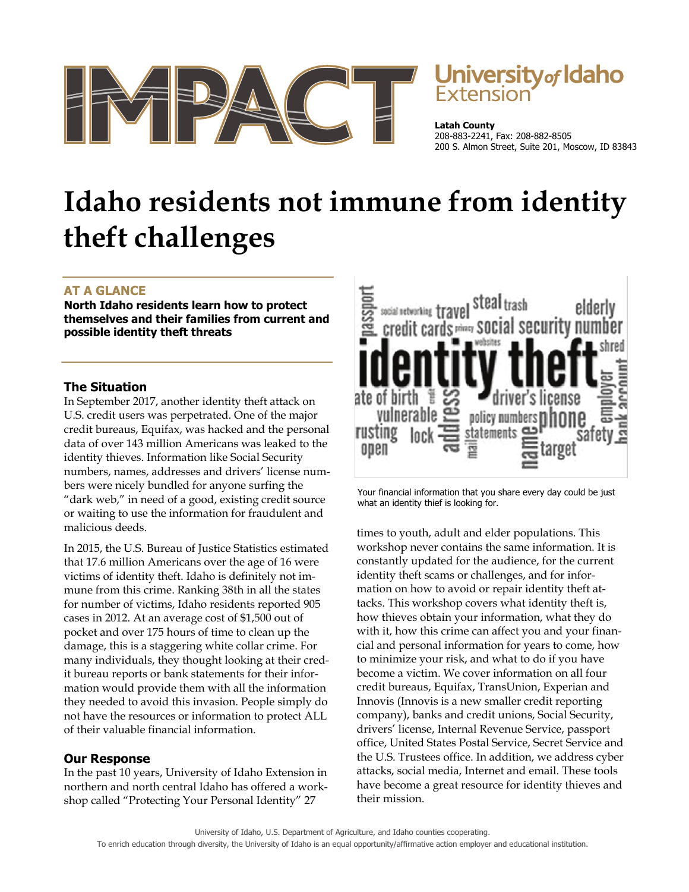# IMPACT

**University of Idaho Extension**

**Latah County**
208-883-2241, Fax: 208-882-8505
200 S. Almon Street, Suite 201, Moscow, ID 83843

# Idaho residents not immune from identity theft challenges

### AT A GLANCE

**North Idaho residents learn how to protect themselves and their families from current and possible identity theft threats**

## The Situation

In September 2017, another identity theft attack on U.S. credit users was perpetrated. One of the major credit bureaus, Equifax, was hacked and the personal data of over 143 million Americans was leaked to the identity thieves. Information like Social Security numbers, names, addresses and drivers' license numbers were nicely bundled for anyone surfing the "dark web," in need of a good, existing credit source or waiting to use the information for fraudulent and malicious deeds.

In 2015, the U.S. Bureau of Justice Statistics estimated that 17.6 million Americans over the age of 16 were victims of identity theft. Idaho is definitely not immune from this crime. Ranking 38th in all the states for number of victims, Idaho residents reported 905 cases in 2012. At an average cost of $1,500 out of pocket and over 175 hours of time to clean up the damage, this is a staggering white collar crime. For many individuals, they thought looking at their credit bureau reports or bank statements for their information would provide them with all the information they needed to avoid this invasion. People simply do not have the resources or information to protect ALL of their valuable financial information.

## Our Response

In the past 10 years, University of Idaho Extension in northern and north central Idaho has offered a workshop called "Protecting Your Personal Identity" 27 times to youth, adult and elder populations. This workshop never contains the same information. It is constantly updated for the audience, for the current identity theft scams or challenges, and for information on how to avoid or repair identity theft attacks. This workshop covers what identity theft is, how thieves obtain your information, what they do with it, how this crime can affect you and your financial and personal information for years to come, how to minimize your risk, and what to do if you have become a victim. We cover information on all four credit bureaus, Equifax, TransUnion, Experian and Innovis (Innovis is a new smaller credit reporting company), banks and credit unions, Social Security, drivers' license, Internal Revenue Service, passport office, United States Postal Service, Secret Service and the U.S. Trustees office. In addition, we address cyber attacks, social media, Internet and email. These tools have become a great resource for identity thieves and their mission.

Your financial information that you share every day could be just what an identity thief is looking for.

University of Idaho, U.S. Department of Agriculture, and Idaho counties cooperating.
To enrich education through diversity, the University of Idaho is an equal opportunity/affirmative action employer and educational institution.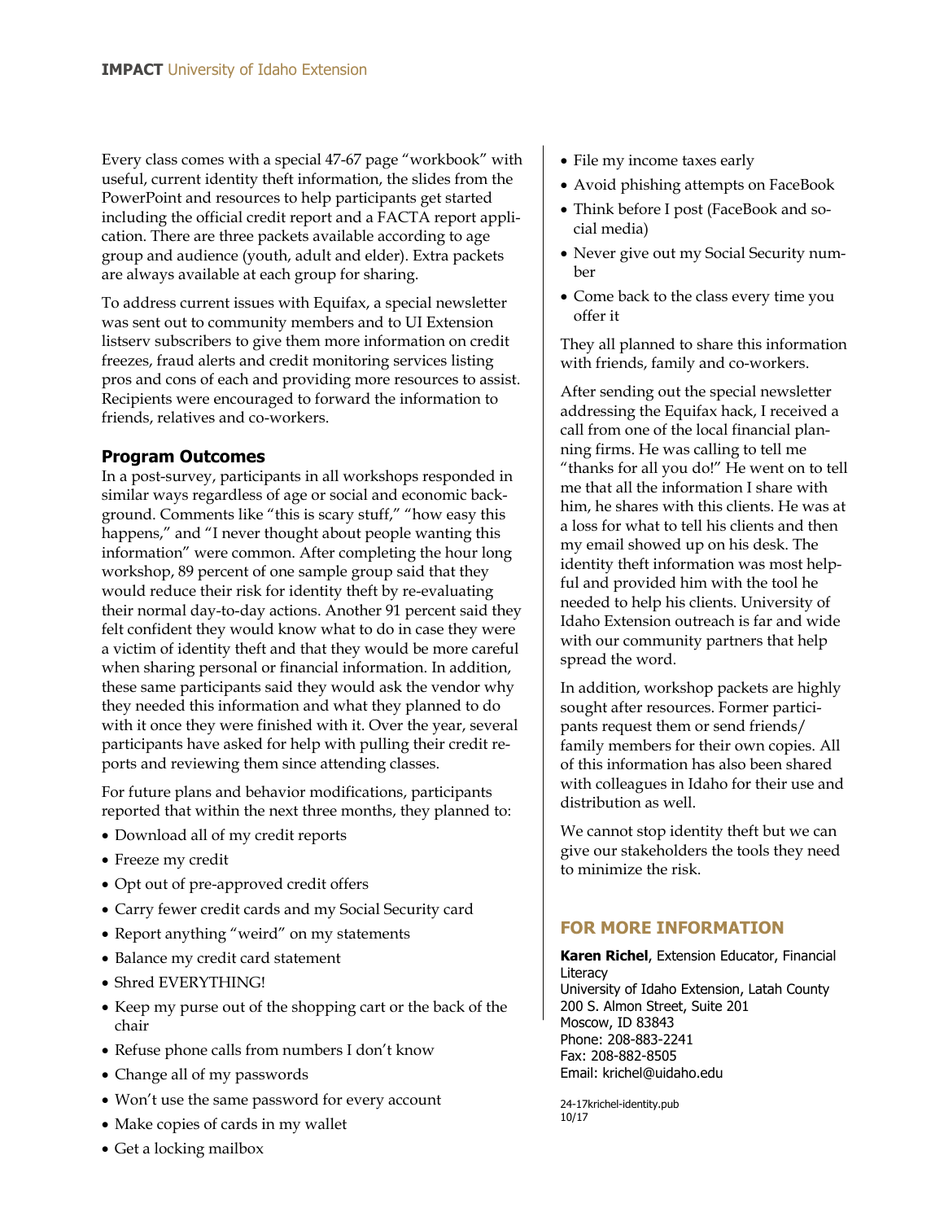Every class comes with a special 47-67 page "workbook" with useful, current identity theft information, the slides from the PowerPoint and resources to help participants get started including the official credit report and a FACTA report application. There are three packets available according to age group and audience (youth, adult and elder). Extra packets are always available at each group for sharing.

To address current issues with Equifax, a special newsletter was sent out to community members and to UI Extension listserv subscribers to give them more information on credit freezes, fraud alerts and credit monitoring services listing pros and cons of each and providing more resources to assist. Recipients were encouraged to forward the information to friends, relatives and co-workers.

## Program Outcomes

In a post-survey, participants in all workshops responded in similar ways regardless of age or social and economic background. Comments like "this is scary stuff," "how easy this happens," and "I never thought about people wanting this information" were common. After completing the hour long workshop, 89 percent of one sample group said that they would reduce their risk for identity theft by re-evaluating their normal day-to-day actions. Another 91 percent said they felt confident they would know what to do in case they were a victim of identity theft and that they would be more careful when sharing personal or financial information. In addition, these same participants said they would ask the vendor why they needed this information and what they planned to do with it once they were finished with it. Over the year, several participants have asked for help with pulling their credit reports and reviewing them since attending classes.

For future plans and behavior modifications, participants reported that within the next three months, they planned to:

- Download all of my credit reports
- Freeze my credit
- Opt out of pre-approved credit offers
- Carry fewer credit cards and my Social Security card
- Report anything "weird" on my statements
- Balance my credit card statement
- Shred EVERYTHING!
- Keep my purse out of the shopping cart or the back of the chair
- Refuse phone calls from numbers I don't know
- Change all of my passwords
- Won't use the same password for every account
- Make copies of cards in my wallet
- Get a locking mailbox
- File my income taxes early
- Avoid phishing attempts on FaceBook
- Think before I post (FaceBook and social media)
- Never give out my Social Security number
- Come back to the class every time you offer it

They all planned to share this information with friends, family and co-workers.

After sending out the special newsletter addressing the Equifax hack, I received a call from one of the local financial planning firms. He was calling to tell me "thanks for all you do!" He went on to tell me that all the information I share with him, he shares with this clients. He was at a loss for what to tell his clients and then my email showed up on his desk. The identity theft information was most helpful and provided him with the tool he needed to help his clients. University of Idaho Extension outreach is far and wide with our community partners that help spread the word.

In addition, workshop packets are highly sought after resources. Former participants request them or send friends/family members for their own copies. All of this information has also been shared with colleagues in Idaho for their use and distribution as well.

We cannot stop identity theft but we can give our stakeholders the tools they need to minimize the risk.

## FOR MORE INFORMATION

**Karen Richel**, Extension Educator, Financial Literacy
University of Idaho Extension, Latah County
200 S. Almon Street, Suite 201
Moscow, ID 83843
Phone: 208-883-2241
Fax: 208-882-8505
Email: krichel@uidaho.edu

24-17krichel-identity.pub
10/17